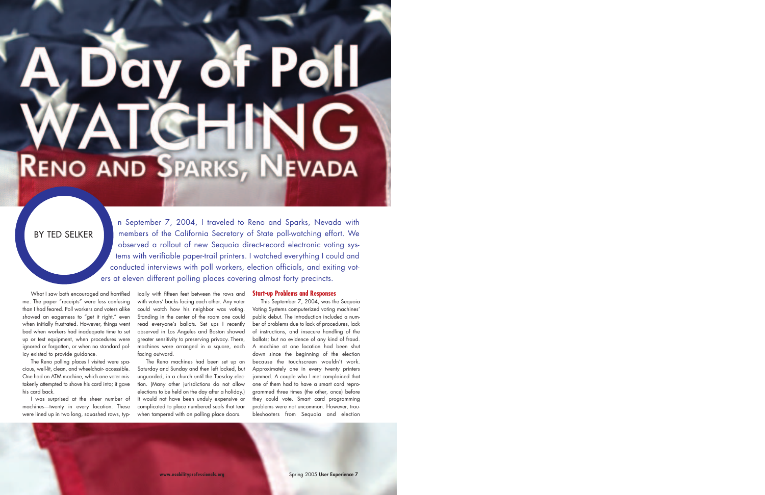# A Day of Poll WATCHING

## Reno and Sparks, Nevada

BY TED SELKER

On September 7, 2004, I traveled to Reno and Sparks, Nevada with members of the California Secretary of State poll-watching effort. We observed a rollout of new Sequoia direct-record electronic voting systems with verifiable paper-trail printers. I watched everything I could and conducted interviews with poll workers, election officials, and exiting voters at eleven different polling places covering almost forty precincts.

What I saw both encouraged and horrified me. The paper "receipts" were less confusing than I had feared. Poll workers and voters alike showed an eagerness to "get it right," even when initially frustrated. However, things went bad when workers had inadequate time to set up or test equipment, when procedures were ignored or forgotten, or when no standard policy existed to provide guidance.

The Reno polling places I visited were spacious, well-lit, clean, and wheelchair-accessible. One had an ATM machine, which one voter mistakenly attempted to shove his card into; it gave his card back.

I was surprised at the sheer number of machines—twenty in every location. These were lined up in two long, squashed rows, typically with fifteen feet between the rows and with voters' backs facing each other. Any voter could watch how his neighbor was voting. Standing in the center of the room one could read everyone's ballots. Set ups I recently observed in Los Angeles and Boston showed greater sensitivity to preserving privacy. There, machines were arranged in a square, each facing outward.

The Reno machines had been set up on Saturday and Sunday and then left locked, but unguarded, in a church until the Tuesday election. (Many other jurisdictions do not allow elections to be held on the day after a holiday.) It would not have been unduly expensive or complicated to place numbered seals that tear when tampered with on polling place doors.

### Start-up Problems and Responses

This September 7, 2004, was the Sequoia Voting Systems computerized voting machines' public debut. The introduction included a number of problems due to lack of procedures, lack of instructions, and insecure handling of the ballots; but no evidence of any kind of fraud. A machine at one location had been shut down since the beginning of the election because the touchscreen wouldn't work. Approximately one in every twenty printers jammed. A couple who I met complained that one of them had to have a smart card reprogrammed three times (the other, once) before they could vote. Smart card programming problems were not uncommon. However, troubleshooters from Sequoia and election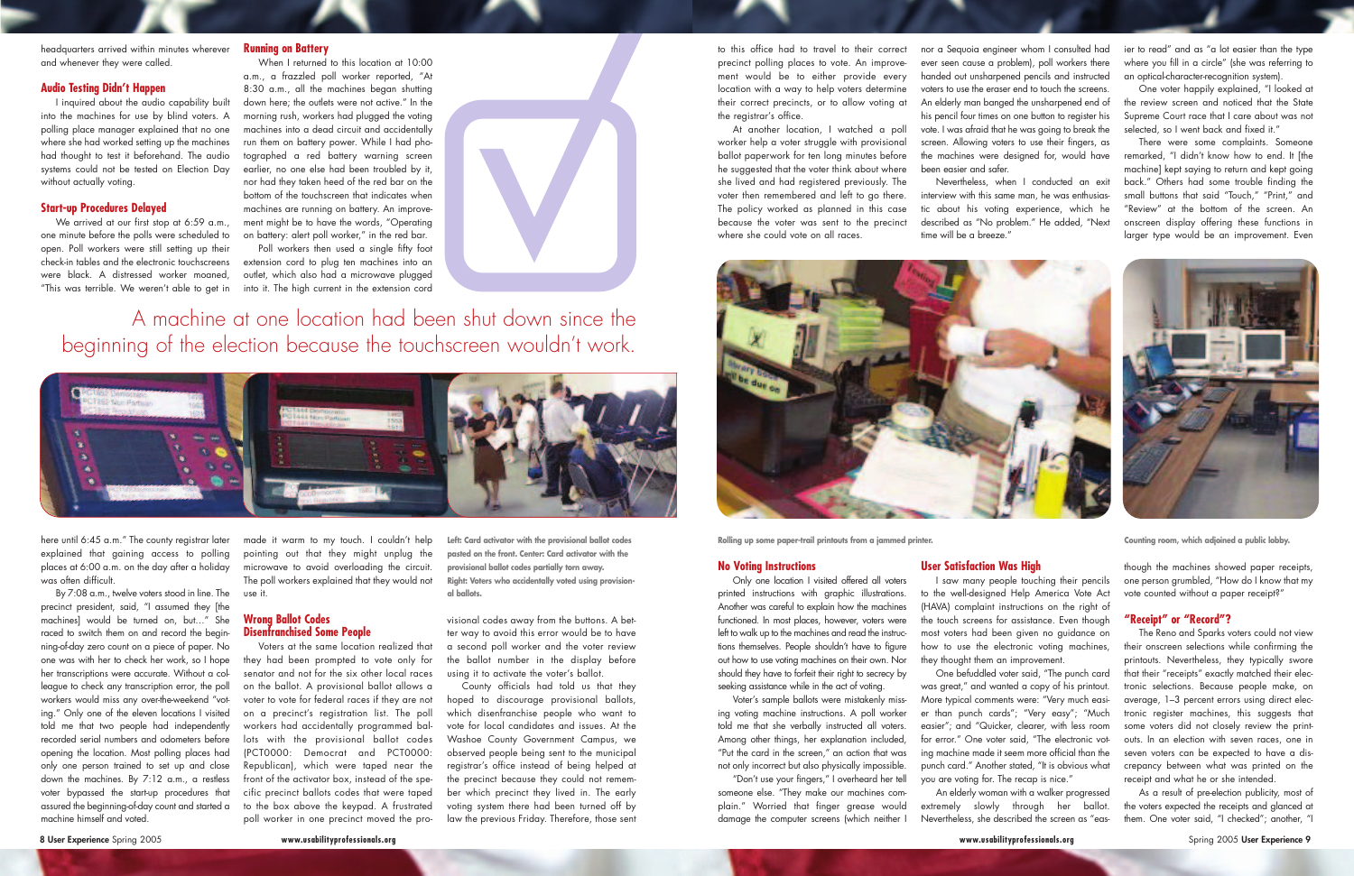headquarters arrived within minutes wherever and whenever they were called.

### Audio Testing Didn't Happen

I inquired about the audio capability built into the machines for use by blind voters. A polling place manager explained that no one where she had worked setting up the machines had thought to test it beforehand. The audio systems could not be tested on Election Day without actually voting.

### Start-up Procedures Delayed

We arrived at our first stop at 6:59 a.m., one minute before the polls were scheduled to open. Poll workers were still setting up their check-in tables and the electronic touchscreens were black. A distressed worker moaned, "This was terrible. We weren't able to get in here until 6:45 a.m." The county registrar later explained that gaining access to polling places at 6:00 a.m. on the day after a holiday was often difficult.

By 7:08 a.m., twelve voters stood in line. The precinct president, said, "I assumed they [the machines] would be turned on, but..." She raced to switch them on and record the beginning-of-day zero count on a piece of paper. No one was with her to check her work, so I hope her transcriptions were accurate. Without a colleague to check any transcription error, the poll workers would miss any over-the-weekend "voting." Only one of the eleven locations I visited told me that two people had independently recorded serial numbers and odometers before opening the location. Most polling places had only one person trained to set up and close down the machines. By 7:12 a.m., a restless voter bypassed the start-up procedures that assured the beginning-of-day count and started a machine himself and voted.

### Running on Battery

When I returned to this location at 10:00 a.m., a frazzled poll worker reported, "At 8:30 a.m., all the machines began shutting down here; the outlets were not active." In the morning rush, workers had plugged the voting machines into a dead circuit and accidentally run them on battery power. While I had photographed a red battery warning screen earlier, no one else had been troubled by it, nor had they taken heed of the red bar on the bottom of the touchscreen that indicates when machines are running on battery. An improvement might be to have the words, "Operating on battery: alert poll worker," in the red bar.

Poll workers then used a single fifty foot extension cord to plug ten machines into an outlet, which also had a microwave plugged into it. The high current in the extension cord made it warm to my touch. I couldn't help pointing out that they might unplug the microwave to avoid overloading the circuit. The poll workers explained that they would not use it.

### Wrong Ballot Codes Disenfranchised Some People

Voters at the same location realized that they had been prompted to vote only for senator and not for the six other local races on the ballot. A provisional ballot allows a voter to vote for federal races if they are not on a precinct's registration list. The poll workers had accidentally programmed ballots with the provisional ballot codes (PCT0000: Democrat and PCT0000: Republican), which were taped near the front of the activator box, instead of the specific precinct ballots codes that were taped to the box above the keypad. A frustrated poll worker in one precinct moved the provisional codes away from the buttons. A better way to avoid this error would be to have a second poll worker and the voter review the ballot number in the display before using it to activate the voter's ballot.

County officials had told us that they hoped to discourage provisional ballots, which disenfranchise people who want to vote for local candidates and issues. At the Washoe County Government Campus, we observed people being sent to the municipal registrar's office instead of being helped at the precinct because they could not remember which precinct they lived in. The early voting system there had been turned off by law the previous Friday. Therefore, those sent to this office had to travel to their correct precinct polling places to vote. An improvement would be to either provide every location with a way to help voters determine their correct precincts, or to allow voting at the registrar's office.

At another location, I watched a poll worker help a voter struggle with provisional ballot paperwork for ten long minutes before he suggested that the voter think about where she lived and had registered previously. The voter then remembered and left to go there. The policy worked as planned in this case because the voter was sent to the precinct where she could vote on all races.

A machine at one location had been shut down since the beginning of the election because the touchscreen wouldn't work.

**Left: Card activator with the provisional ballot codes pasted on the front. Center: Card activator with the provisional ballot codes partially torn away. Right: Voters who accidentally voted using provisional ballots.**

### No Voting Instructions

Only one location I visited offered all voters printed instructions with graphic illustrations. Another was careful to explain how the machines functioned. In most places, however, voters were left to walk up to the machines and read the instructions themselves. People shouldn't have to figure out how to use voting machines on their own. Nor should they have to forfeit their right to secrecy by seeking assistance while in the act of voting.

Voter's sample ballots were mistakenly missing voting machine instructions. A poll worker told me that she verbally instructed all voters. Among other things, her explanation included, "Put the card in the screen," an action that was not only incorrect but also physically impossible.

"Don't use your fingers," I overheard her tell someone else. "They make our machines complain." Worried that finger grease would damage the computer screens (which neither I nor a Sequoia engineer whom I consulted had ever seen cause a problem), poll workers there handed out unsharpened pencils and instructed voters to use the eraser end to touch the screens. An elderly man banged the unsharpened end of his pencil four times on one button to register his vote. I was afraid that he was going to break the screen. Allowing voters to use their fingers, as the machines were designed for, would have been easier and safer.

Nevertheless, when I conducted an exit interview with this same man, he was enthusiastic about his voting experience, which he described as "No problem." He added, "Next time will be a breeze."

**Rolling up some paper-trail printouts from a jammed printer.**

**Counting room, which adjoined a public lobby.**

### User Satisfaction Was High

I saw many people touching their pencils to the well-designed Help America Vote Act (HAVA) complaint instructions on the right of the touch screens for assistance. Even though most voters had been given no guidance on how to use the electronic voting machines, they thought them an improvement.

One befuddled voter said, "The punch card was great," and wanted a copy of his printout. More typical comments were: "Very much easier than punch cards"; "Very easy"; "Much easier"; and "Quicker, clearer, with less room for error." One voter said, "The electronic voting machine made it seem more official than the punch card." Another stated, "It is obvious what you are voting for. The recap is nice."

An elderly woman with a walker progressed extremely slowly through her ballot. Nevertheless, she described the screen as "easier to read" and as "a lot easier than the type where you fill in a circle" (she was referring to an optical-character-recognition system).

One voter happily explained, "I looked at the review screen and noticed that the State Supreme Court race that I care about was not selected, so I went back and fixed it."

There were some complaints. Someone remarked, "I didn't know how to end. It [the machine] kept saying to return and kept going back." Others had some trouble finding the small buttons that said "Touch," "Print," and "Review" at the bottom of the screen. An onscreen display offering these functions in larger type would be an improvement. Even though the machines showed paper receipts, one person grumbled, "How do I know that my vote counted without a paper receipt?"

### "Receipt" or "Record"?

The Reno and Sparks voters could not view their onscreen selections while confirming the printouts. Nevertheless, they typically swore that their "receipts" exactly matched their electronic selections. Because people make, on average, 1–3 percent errors using direct electronic register machines, this suggests that some voters did not closely review the printouts. In an election with seven races, one in seven voters can be expected to have a discrepancy between what was printed on the receipt and what he or she intended.

As a result of pre-election publicity, most of the voters expected the receipts and glanced at them. One voter said, "I checked"; another, "I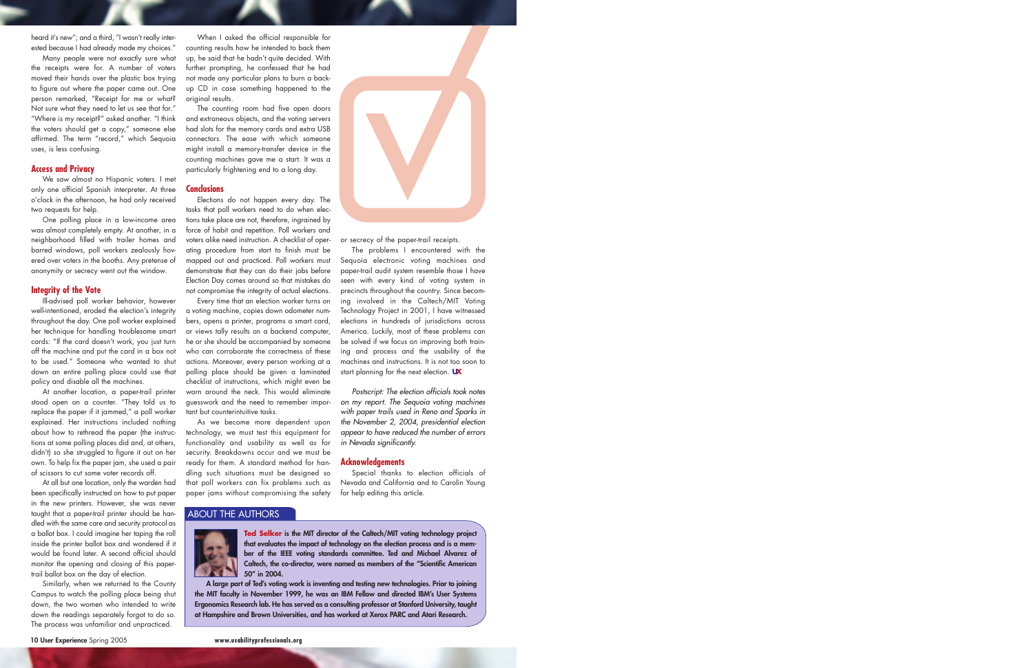heard it's new"; and a third, "I wasn't really interested because I had already made my choices."

Many people were not exactly sure what the receipts were for. A number of voters moved their hands over the plastic box trying to figure out where the paper came out. One person remarked, "Receipt for me or what? Not sure what they need to let us see that for." "Where is my receipt?" asked another. "I think the voters should get a copy," someone else affirmed. The term "record," which Sequoia uses, is less confusing.

## Access and Privacy

We saw almost no Hispanic voters. I met only one official Spanish interpreter. At three o'clock in the afternoon, he had only received two requests for help.

One polling place in a low-income area was almost completely empty. At another, in a neighborhood filled with trailer homes and barred windows, poll workers zealously hovered over voters in the booths. Any pretense of anonymity or secrecy went out the window.

## Integrity of the Vote

Ill-advised poll worker behavior, however well-intentioned, eroded the election's integrity throughout the day. One poll worker explained her technique for handling troublesome smart cards: "If the card doesn't work, you just turn off the machine and put the card in a box not to be used." Someone who wanted to shut down an entire polling place could use that policy and disable all the machines.

At another location, a paper-trail printer stood open on a counter. "They told us to replace the paper if it jammed," a poll worker explained. Her instructions included nothing about how to rethread the paper (the instructions at some polling places did and, at others, didn't) so she struggled to figure it out on her own. To help fix the paper jam, she used a pair of scissors to cut some voter records off.

At all but one location, only the warden had been specifically instructed on how to put paper in the new printers. However, she was never taught that a paper-trail printer should be handled with the same care and security protocol as a ballot box. I could imagine her taping the roll inside the printer ballot box and wondered if it would be found later. A second official should monitor the opening and closing of this paper-trail ballot box on the day of election.

Similarly, when we returned to the County Campus to watch the polling place being shut down, the two women who intended to write down the readings separately forgot to do so. The process was unfamiliar and unpracticed.

When I asked the official responsible for counting results how he intended to back them up, he said that he hadn't quite decided. With further prompting, he confessed that he had not made any particular plans to burn a backup CD in case something happened to the original results.

The counting room had five open doors and extraneous objects, and the voting servers had slots for the memory cards and extra USB connectors. The ease with which someone might install a memory-transfer device in the counting machines gave me a start. It was a particularly frightening end to a long day.

## Conclusions

Elections do not happen every day. The tasks that poll workers need to do when elections take place are not, therefore, ingrained by force of habit and repetition. Poll workers and voters alike need instruction. A checklist of operating procedure from start to finish must be mapped out and practiced. Poll workers must demonstrate that they can do their jobs before Election Day comes around so that mistakes do not compromise the integrity of actual elections.

Every time that an election worker turns on a voting machine, copies down odometer numbers, opens a printer, programs a smart card, or views tally results on a backend computer, he or she should be accompanied by someone who can corroborate the correctness of these actions. Moreover, every person working at a polling place should be given a laminated checklist of instructions, which might even be worn around the neck. This would eliminate guesswork and the need to remember important but counterintuitive tasks.

As we become more dependent upon technology, we must test this equipment for functionality and usability as well as for security. Breakdowns occur and we must be ready for them. A standard method for handling such situations must be designed so that poll workers can fix problems such as paper jams without compromising the safety or secrecy of the paper-trail receipts.

The problems I encountered with the Sequoia electronic voting machines and paper-trail audit system resemble those I have seen with every kind of voting system in precincts throughout the country. Since becoming involved in the Caltech/MIT Voting Technology Project in 2001, I have witnessed elections in hundreds of jurisdictions across America. Luckily, most of these problems can be solved if we focus on improving both training and process and the usability of the machines and instructions. It is not too soon to start planning for the next election. **UX**

*Postscript: The election officials took notes on my report. The Sequoia voting machines with paper trails used in Reno and Sparks in the November 2, 2004, presidential election appear to have reduced the number of errors in Nevada significantly.*

## Acknowledgements

Special thanks to election officials of Nevada and California and to Carolin Young for help editing this article.

## ABOUT THE AUTHORS

**Ted Selker is the MIT director of the Caltech/MIT voting technology project that evaluates the impact of technology on the election process and is a member of the IEEE voting standards committee. Ted and Michael Alvarez of Caltech, the co-director, were named as members of the "Scientific American 50" in 2004.**

**A large part of Ted's voting work is inventing and testing new technologies. Prior to joining the MIT faculty in November 1999, he was an IBM Fellow and directed IBM's User Systems Ergonomics Research lab. He has served as a consulting professor at Stanford University, taught at Hampshire and Brown Universities, and has worked at Xerox PARC and Atari Research.**